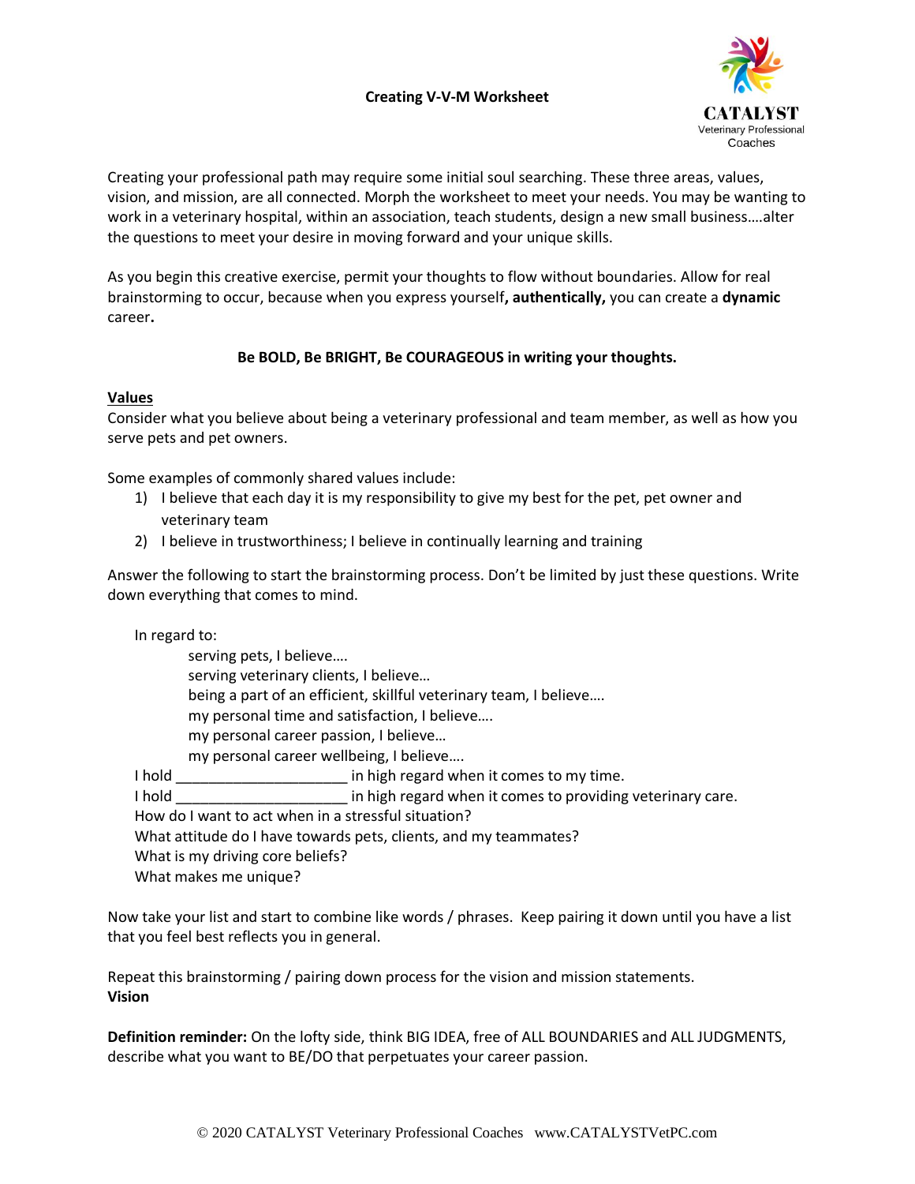# Creating V-V-M Worksheet

CATALYST
Veterinary Professional Coaches

Creating your professional path may require some initial soul searching. These three areas, values, vision, and mission, are all connected. Morph the worksheet to meet your needs. You may be wanting to work in a veterinary hospital, within an association, teach students, design a new small business….alter the questions to meet your desire in moving forward and your unique skills.

As you begin this creative exercise, permit your thoughts to flow without boundaries. Allow for real brainstorming to occur, because when you express yourself**, authentically,** you can create a **dynamic** career**.**

**Be BOLD, Be BRIGHT, Be COURAGEOUS in writing your thoughts.**

## Values

Consider what you believe about being a veterinary professional and team member, as well as how you serve pets and pet owners.

Some examples of commonly shared values include:

1) I believe that each day it is my responsibility to give my best for the pet, pet owner and veterinary team
2) I believe in trustworthiness; I believe in continually learning and training

Answer the following to start the brainstorming process. Don't be limited by just these questions. Write down everything that comes to mind.

In regard to:

- serving pets, I believe….
- serving veterinary clients, I believe…
- being a part of an efficient, skillful veterinary team, I believe….
- my personal time and satisfaction, I believe….
- my personal career passion, I believe…
- my personal career wellbeing, I believe….

I hold _____________________ in high regard when it comes to my time.
I hold _____________________ in high regard when it comes to providing veterinary care.
How do I want to act when in a stressful situation?
What attitude do I have towards pets, clients, and my teammates?
What is my driving core beliefs?
What makes me unique?

Now take your list and start to combine like words / phrases. Keep pairing it down until you have a list that you feel best reflects you in general.

Repeat this brainstorming / pairing down process for the vision and mission statements.

## Vision

**Definition reminder:** On the lofty side, think BIG IDEA, free of ALL BOUNDARIES and ALL JUDGMENTS, describe what you want to BE/DO that perpetuates your career passion.

© 2020 CATALYST Veterinary Professional Coaches www.CATALYSTVetPC.com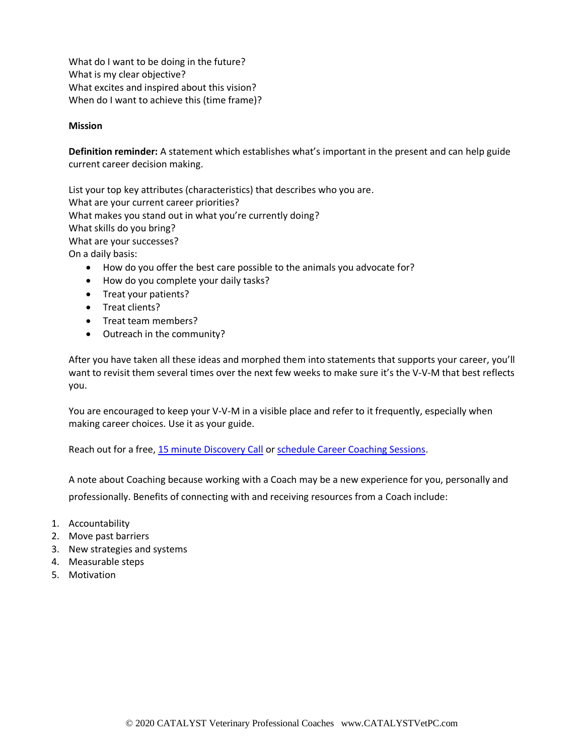What do I want to be doing in the future?
What is my clear objective?
What excites and inspired about this vision?
When do I want to achieve this (time frame)?

**Mission**

**Definition reminder:** A statement which establishes what's important in the present and can help guide current career decision making.

List your top key attributes (characteristics) that describes who you are.
What are your current career priorities?
What makes you stand out in what you're currently doing?
What skills do you bring?
What are your successes?
On a daily basis:

- How do you offer the best care possible to the animals you advocate for?
- How do you complete your daily tasks?
- Treat your patients?
- Treat clients?
- Treat team members?
- Outreach in the community?

After you have taken all these ideas and morphed them into statements that supports your career, you'll want to revisit them several times over the next few weeks to make sure it's the V-V-M that best reflects you.

You are encouraged to keep your V-V-M in a visible place and refer to it frequently, especially when making career choices. Use it as your guide.

Reach out for a free, 15 minute Discovery Call or schedule Career Coaching Sessions.

A note about Coaching because working with a Coach may be a new experience for you, personally and professionally. Benefits of connecting with and receiving resources from a Coach include:

1. Accountability
2. Move past barriers
3. New strategies and systems
4. Measurable steps
5. Motivation